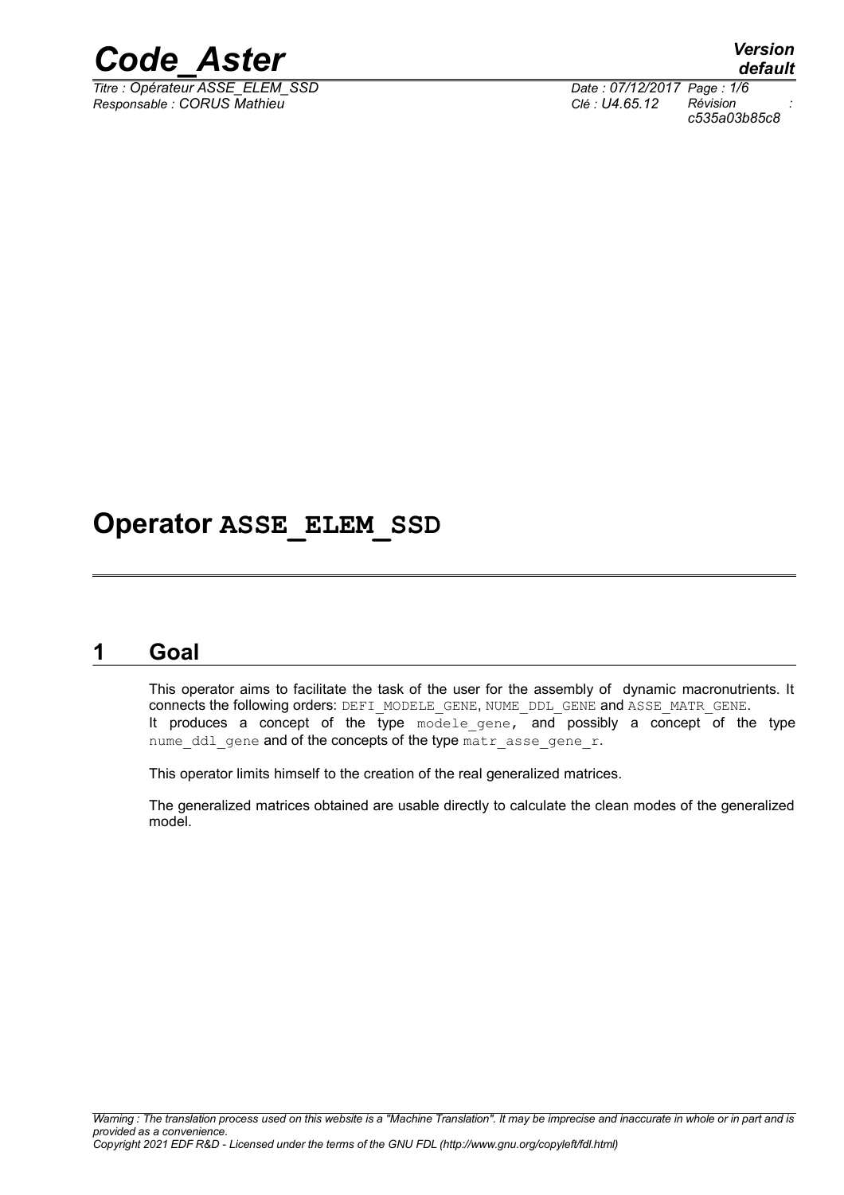# Operator ASSE_ELEM_SSD

## 1 Goal

This operator aims to facilitate the task of the user for the assembly of dynamic macronutrients. It connects the following orders: DEFI_MODELE_GENE, NUME_DDL_GENE and ASSE_MATR_GENE.
It produces a concept of the type modele_gene, and possibly a concept of the type nume_ddl_gene and of the concepts of the type matr_asse_gene_r.

This operator limits himself to the creation of the real generalized matrices.

The generalized matrices obtained are usable directly to calculate the clean modes of the generalized model.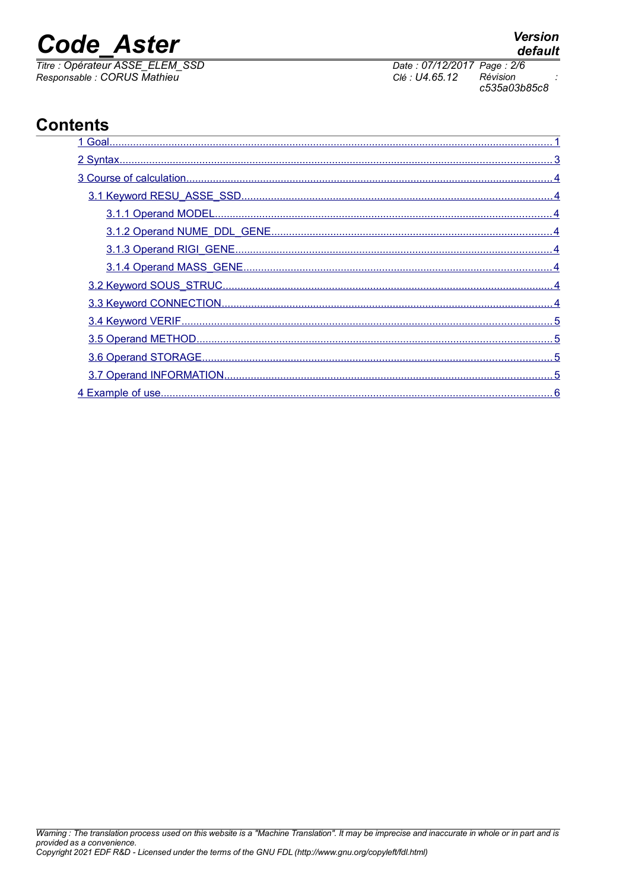# Contents

1 Goal 1

2 Syntax 3

3 Course of calculation 4

- 3.1 Keyword RESU_ASSE_SSD 4
  - 3.1.1 Operand MODEL 4
  - 3.1.2 Operand NUME_DDL_GENE 4
  - 3.1.3 Operand RIGI_GENE 4
  - 3.1.4 Operand MASS_GENE 4
- 3.2 Keyword SOUS_STRUC 4
- 3.3 Keyword CONNECTION 4
- 3.4 Keyword VERIF 5
- 3.5 Operand METHOD 5
- 3.6 Operand STORAGE 5
- 3.7 Operand INFORMATION 5

4 Example of use 6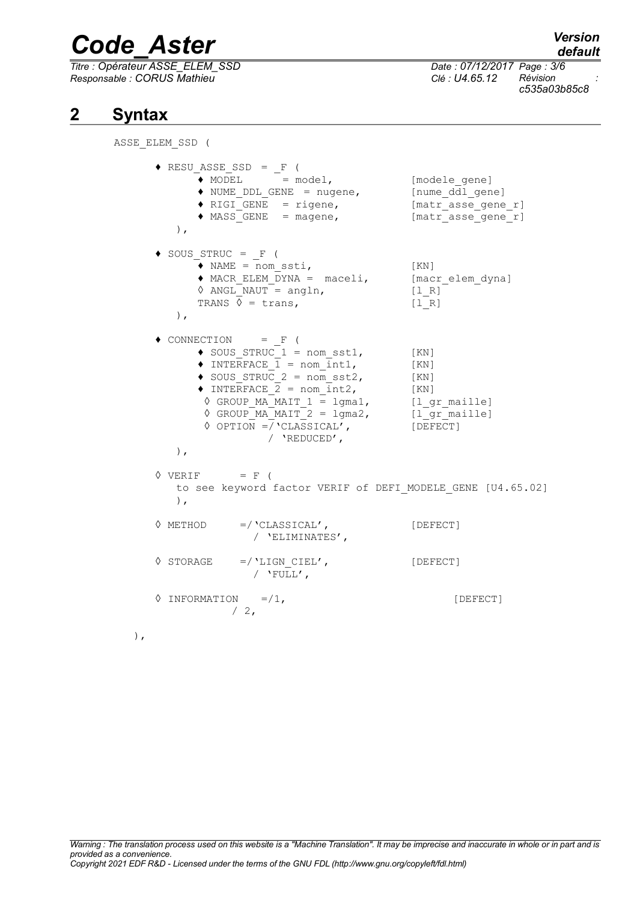## 2 Syntax

```
ASSE_ELEM_SSD (

    ♦ RESU_ASSE_SSD = _F (
          ♦ MODEL       = model,               [modele_gene]
          ♦ NUME_DDL_GENE  = nugene,            [nume_ddl_gene]
          ♦ RIGI_GENE   = rigene,               [matr_asse_gene_r]
          ♦ MASS_GENE   = magene,               [matr_asse_gene_r]
       ),

    ♦ SOUS_STRUC = _F (
          ♦ NAME = nom_ssti,                    [KN]
          ♦ MACR_ELEM_DYNA =  maceli,           [macr_elem_dyna]
          ◊ ANGL_NAUT = angln,                  [l_R]
          TRANS ◊ = trans,                      [l_R]
       ),

    ♦ CONNECTION     = _F (
          ♦ SOUS_STRUC_1 = nom_sst1,            [KN]
          ♦ INTERFACE_1 = nom_int1,             [KN]
          ♦ SOUS_STRUC_2 = nom_sst2,            [KN]
          ♦ INTERFACE_2 = nom_int2,             [KN]
           ◊ GROUP_MA_MAIT_1 = lgma1,           [l_gr_maille]
           ◊ GROUP_MA_MAIT_2 = lgma2,           [l_gr_maille]
           ◊ OPTION =/'CLASSICAL',              [DEFECT]
                     / 'REDUCED',
       ),

    ◊ VERIF      = F (
         to see keyword factor VERIF of DEFI_MODELE_GENE [U4.65.02]
       ),

    ◊ METHOD      =/'CLASSICAL',                [DEFECT]
                   / 'ELIMINATES',

    ◊ STORAGE     =/'LIGN_CIEL',                [DEFECT]
                   / 'FULL',

    ◊ INFORMATION    =/1,                             [DEFECT]
                 / 2,

 ),
```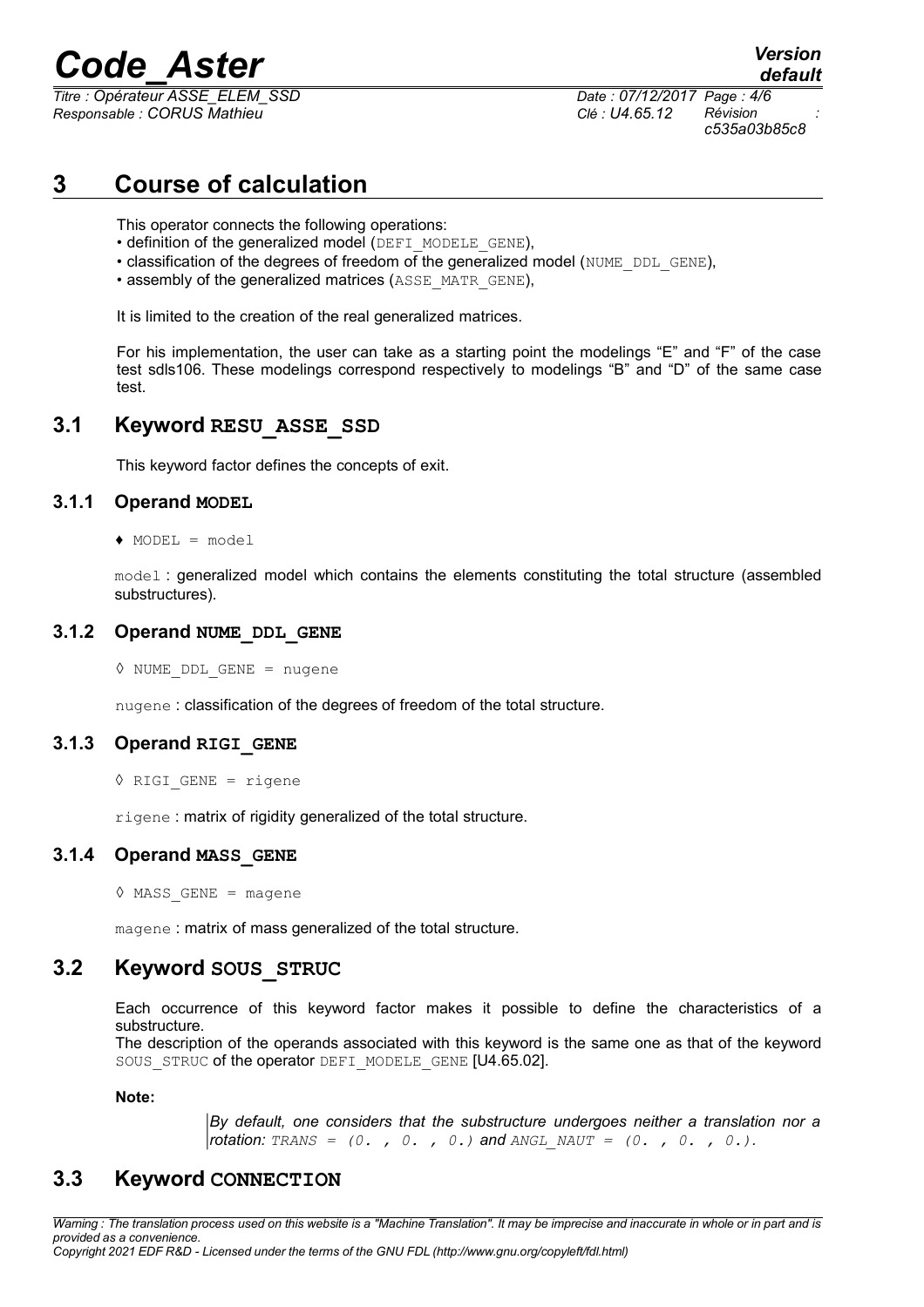# 3 Course of calculation

This operator connects the following operations:
- definition of the generalized model (DEFI_MODELE_GENE),
- classification of the degrees of freedom of the generalized model (NUME_DDL_GENE),
- assembly of the generalized matrices (ASSE_MATR_GENE),

It is limited to the creation of the real generalized matrices.

For his implementation, the user can take as a starting point the modelings "E" and "F" of the case test sdls106. These modelings correspond respectively to modelings "B" and "D" of the same case test.

## 3.1 Keyword RESU_ASSE_SSD

This keyword factor defines the concepts of exit.

### 3.1.1 Operand MODEL

♦ MODEL = model

model : generalized model which contains the elements constituting the total structure (assembled substructures).

### 3.1.2 Operand NUME_DDL_GENE

◊ NUME_DDL_GENE = nugene

nugene : classification of the degrees of freedom of the total structure.

### 3.1.3 Operand RIGI_GENE

◊ RIGI_GENE = rigene

rigene : matrix of rigidity generalized of the total structure.

### 3.1.4 Operand MASS_GENE

◊ MASS_GENE = magene

magene : matrix of mass generalized of the total structure.

## 3.2 Keyword SOUS_STRUC

Each occurrence of this keyword factor makes it possible to define the characteristics of a substructure.
The description of the operands associated with this keyword is the same one as that of the keyword SOUS_STRUC of the operator DEFI_MODELE_GENE [U4.65.02].

**Note:**

> *By default, one considers that the substructure undergoes neither a translation nor a rotation:* TRANS = (0. , 0. , 0.) *and* ANGL_NAUT = (0. , 0. , 0.).

## 3.3 Keyword CONNECTION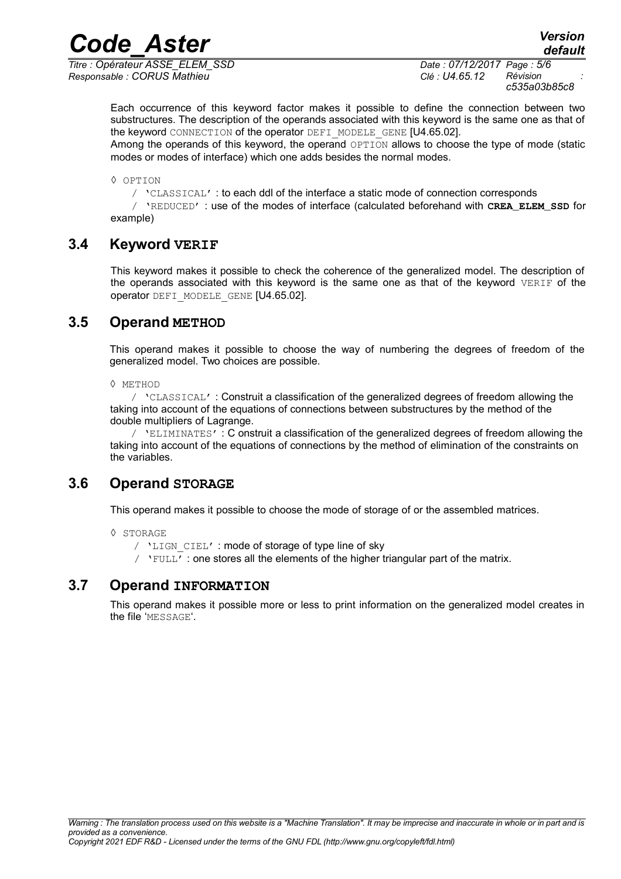Each occurrence of this keyword factor makes it possible to define the connection between two substructures. The description of the operands associated with this keyword is the same one as that of the keyword CONNECTION of the operator DEFI_MODELE_GENE [U4.65.02].

Among the operands of this keyword, the operand OPTION allows to choose the type of mode (static modes or modes of interface) which one adds besides the normal modes.

◊ OPTION

/ 'CLASSICAL' : to each ddl of the interface a static mode of connection corresponds

/ 'REDUCED' : use of the modes of interface (calculated beforehand with **CREA_ELEM_SSD** for example)

## 3.4 Keyword VERIF

This keyword makes it possible to check the coherence of the generalized model. The description of the operands associated with this keyword is the same one as that of the keyword VERIF of the operator DEFI_MODELE_GENE [U4.65.02].

## 3.5 Operand METHOD

This operand makes it possible to choose the way of numbering the degrees of freedom of the generalized model. Two choices are possible.

◊ METHOD

/ 'CLASSICAL' : Construit a classification of the generalized degrees of freedom allowing the taking into account of the equations of connections between substructures by the method of the double multipliers of Lagrange.

/ 'ELIMINATES' : C onstruit a classification of the generalized degrees of freedom allowing the taking into account of the equations of connections by the method of elimination of the constraints on the variables.

## 3.6 Operand STORAGE

This operand makes it possible to choose the mode of storage of or the assembled matrices.

◊ STORAGE

/ 'LIGN_CIEL' : mode of storage of type line of sky

/ 'FULL' : one stores all the elements of the higher triangular part of the matrix.

## 3.7 Operand INFORMATION

This operand makes it possible more or less to print information on the generalized model creates in the file 'MESSAGE'.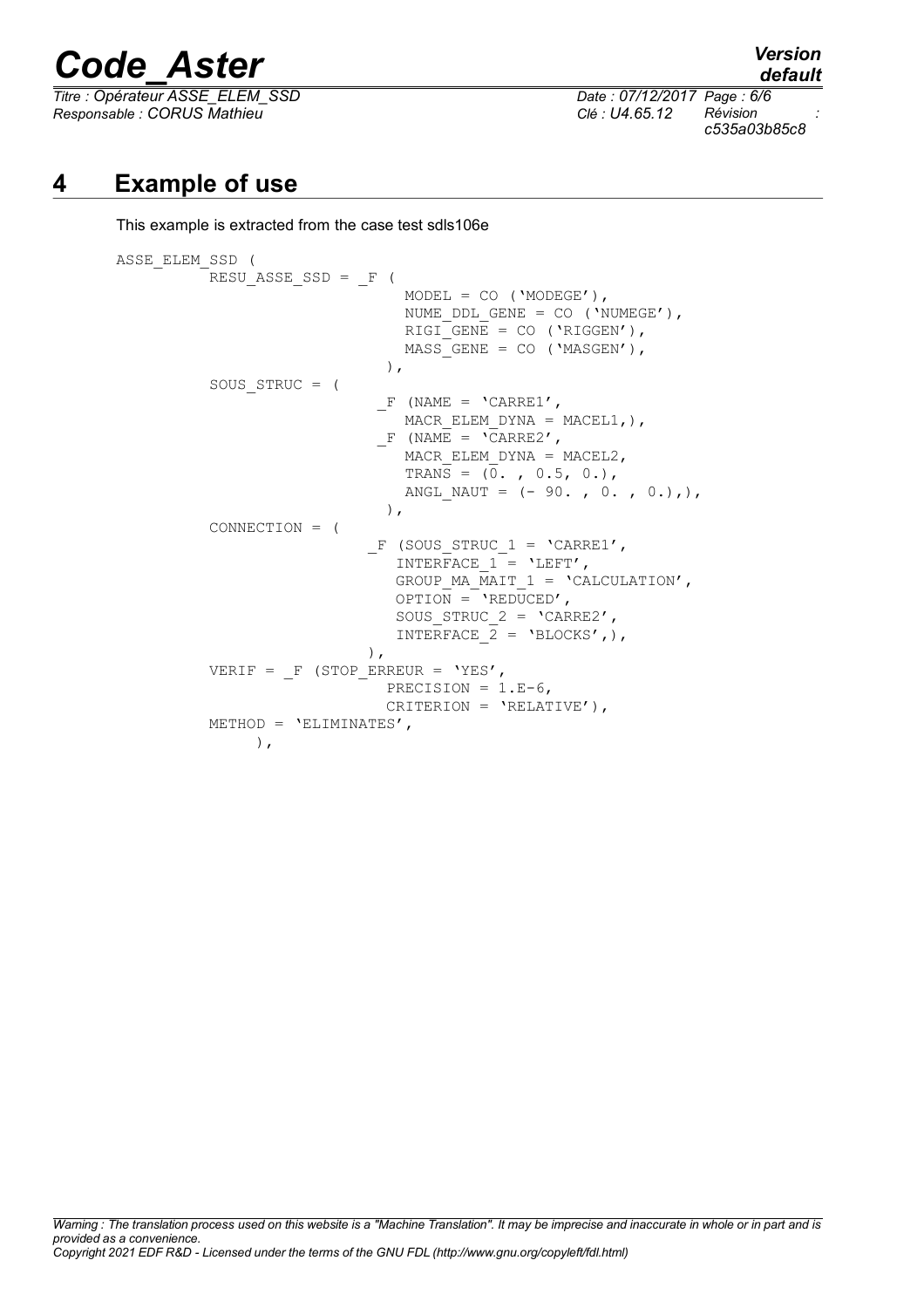# 4 Example of use

This example is extracted from the case test sdls106e

```
ASSE_ELEM_SSD (
        RESU_ASSE_SSD = _F (
                            MODEL = CO ('MODEGE'),
                            NUME_DDL_GENE = CO ('NUMEGE'),
                            RIGI_GENE = CO ('RIGGEN'),
                            MASS_GENE = CO ('MASGEN'),
                          ),
        SOUS_STRUC = (
                          _F (NAME = 'CARRE1',
                            MACR_ELEM_DYNA = MACEL1,),
                          _F (NAME = 'CARRE2',
                            MACR_ELEM_DYNA = MACEL2,
                            TRANS = (0. , 0.5, 0.),
                            ANGL_NAUT = (- 90. , 0. , 0.),),
                          ),
        CONNECTION = (
                         _F (SOUS_STRUC_1 = 'CARRE1',
                           INTERFACE_1 = 'LEFT',
                           GROUP_MA_MAIT_1 = 'CALCULATION',
                           OPTION = 'REDUCED',
                           SOUS_STRUC_2 = 'CARRE2',
                           INTERFACE_2 = 'BLOCKS',),
                         ),
        VERIF = _F (STOP_ERREUR = 'YES',
                         PRECISION = 1.E-6,
                         CRITERION = 'RELATIVE'),
        METHOD = 'ELIMINATES',
             ),
```